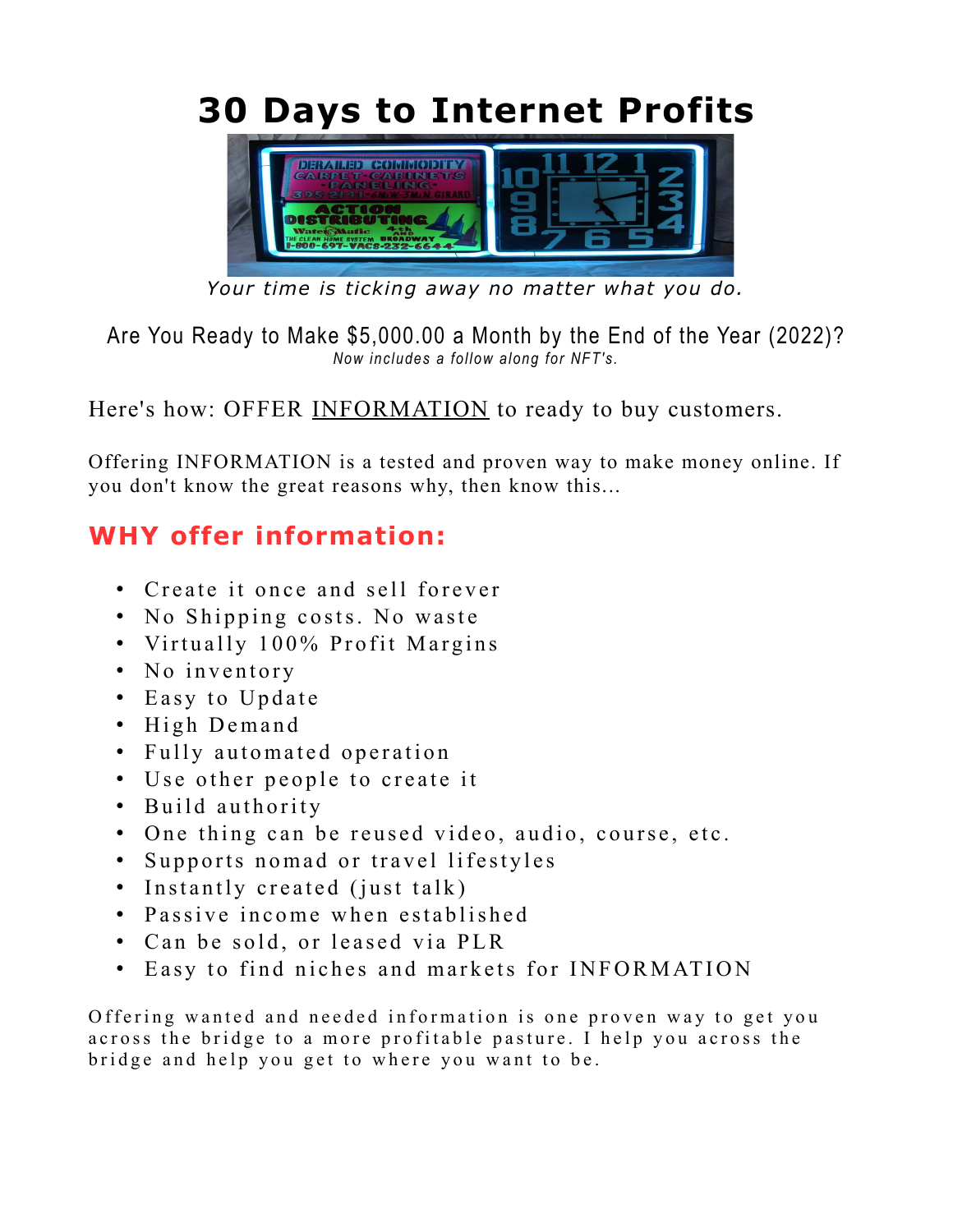# 30 Days to Internet Profits

*Your time is ticking away no matter what you do.*

Are You Ready to Make $5,000.00 a Month by the End of the Year (2022)?

*Now includes a follow along for NFT's.*

Here's how: OFFER INFORMATION to ready to buy customers.

Offering INFORMATION is a tested and proven way to make money online. If you don't know the great reasons why, then know this...

## WHY offer information:

- Create it once and sell forever
- No Shipping costs. No waste
- Virtually 100% Profit Margins
- No inventory
- Easy to Update
- High Demand
- Fully automated operation
- Use other people to create it
- Build authority
- One thing can be reused video, audio, course, etc.
- Supports nomad or travel lifestyles
- Instantly created (just talk)
- Passive income when established
- Can be sold, or leased via PLR
- Easy to find niches and markets for INFORMATION

Offering wanted and needed information is one proven way to get you across the bridge to a more profitable pasture. I help you across the bridge and help you get to where you want to be.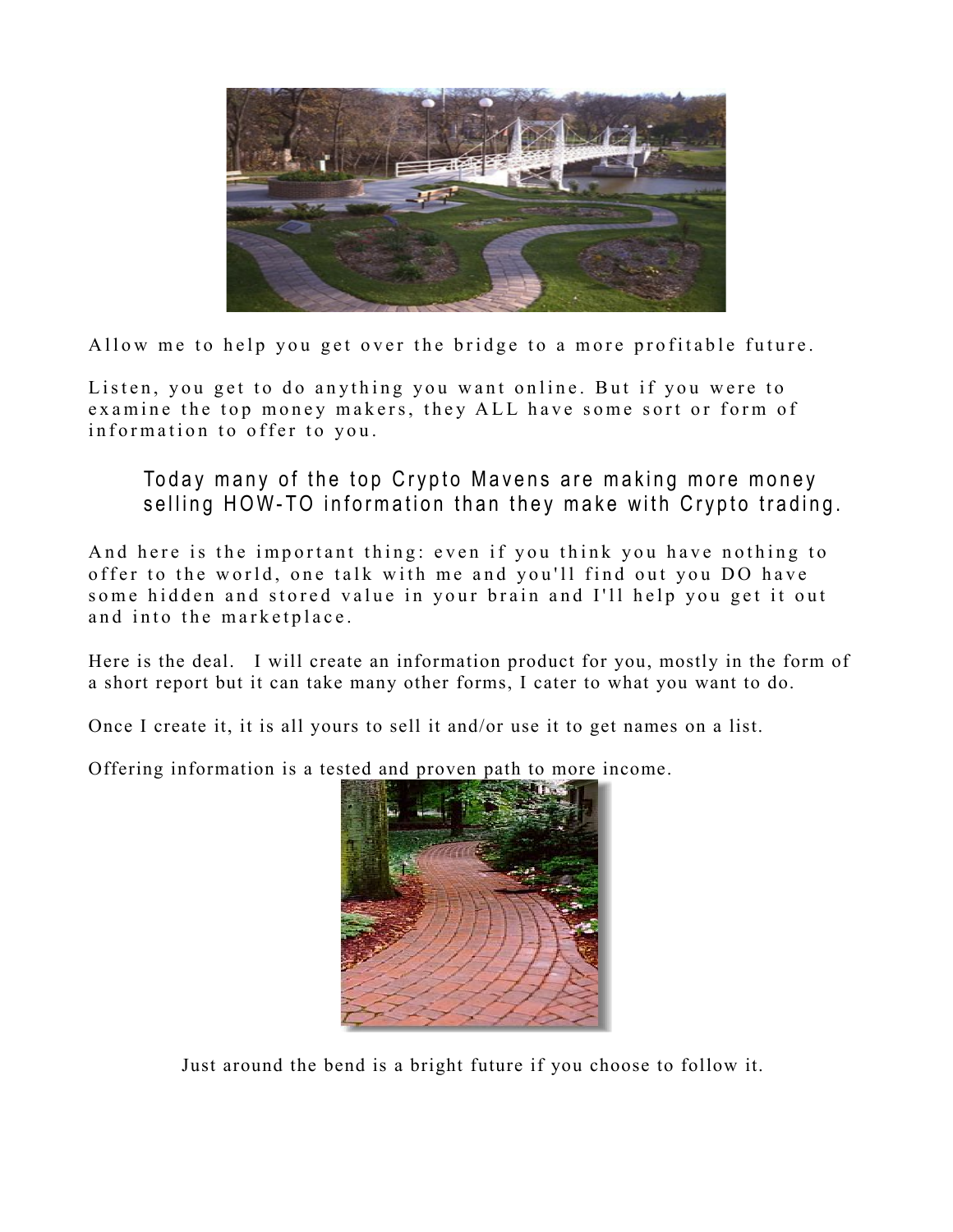Allow me to help you get over the bridge to a more profitable future.

Listen, you get to do anything you want online. But if you were to examine the top money makers, they ALL have some sort or form of information to offer to you.

> Today many of the top Crypto Mavens are making more money selling HOW-TO information than they make with Crypto trading.

And here is the important thing: even if you think you have nothing to offer to the world, one talk with me and you'll find out you DO have some hidden and stored value in your brain and I'll help you get it out and into the marketplace.

Here is the deal. I will create an information product for you, mostly in the form of a short report but it can take many other forms, I cater to what you want to do.

Once I create it, it is all yours to sell it and/or use it to get names on a list.

Offering information is a tested and proven path to more income.

Just around the bend is a bright future if you choose to follow it.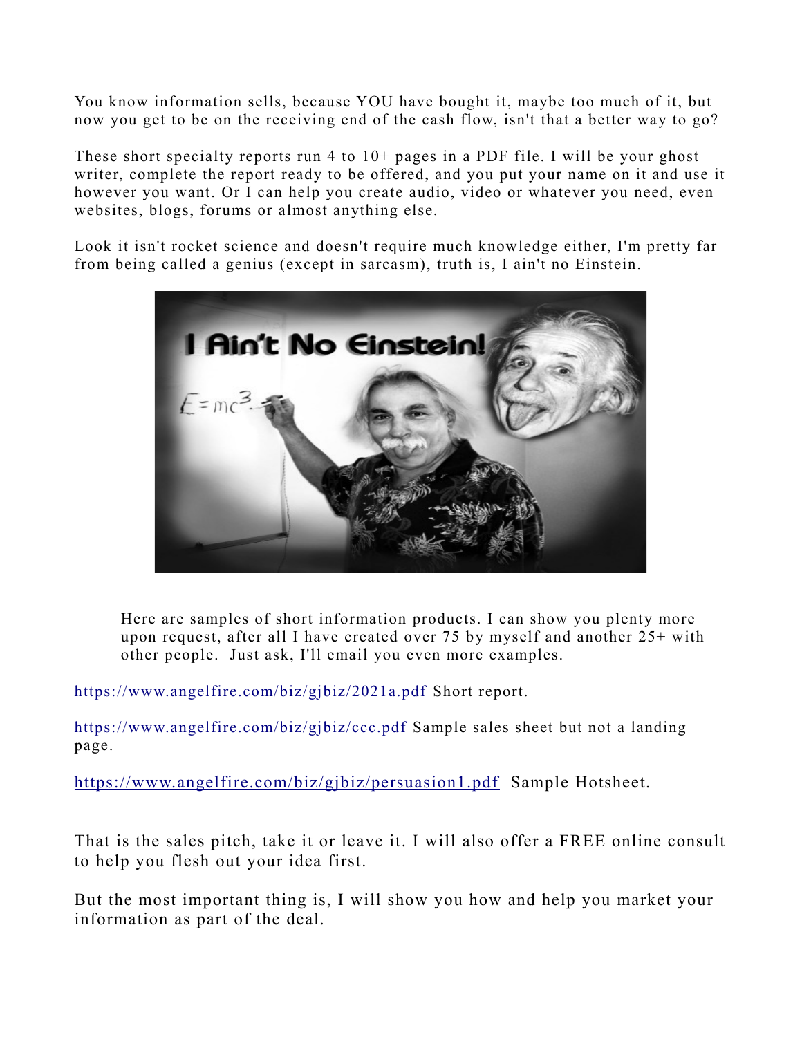You know information sells, because YOU have bought it, maybe too much of it, but now you get to be on the receiving end of the cash flow, isn't that a better way to go?

These short specialty reports run 4 to 10+ pages in a PDF file. I will be your ghost writer, complete the report ready to be offered, and you put your name on it and use it however you want. Or I can help you create audio, video or whatever you need, even websites, blogs, forums or almost anything else.

Look it isn't rocket science and doesn't require much knowledge either, I'm pretty far from being called a genius (except in sarcasm), truth is, I ain't no Einstein.

Here are samples of short information products. I can show you plenty more upon request, after all I have created over 75 by myself and another 25+ with other people. Just ask, I'll email you even more examples.

https://www.angelfire.com/biz/gjbiz/2021a.pdf Short report.

https://www.angelfire.com/biz/gjbiz/ccc.pdf Sample sales sheet but not a landing page.

https://www.angelfire.com/biz/gjbiz/persuasion1.pdf Sample Hotsheet.

That is the sales pitch, take it or leave it. I will also offer a FREE online consult to help you flesh out your idea first.

But the most important thing is, I will show you how and help you market your information as part of the deal.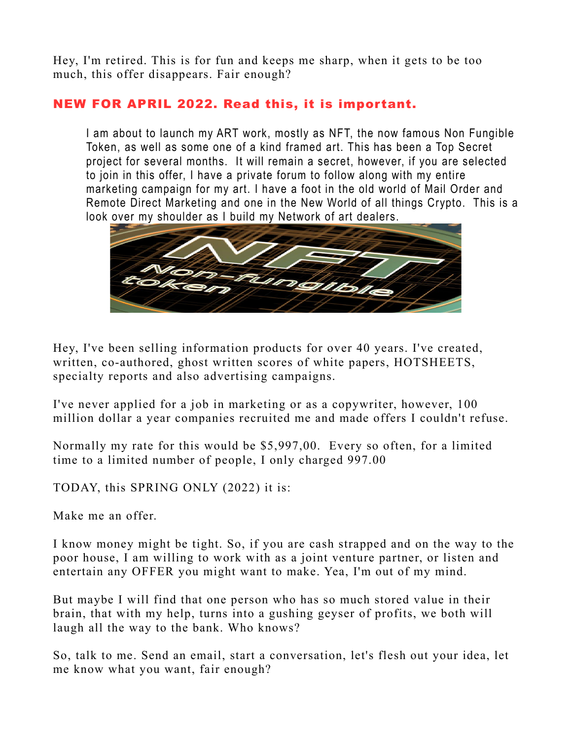Hey, I'm retired. This is for fun and keeps me sharp, when it gets to be too much, this offer disappears. Fair enough?

## NEW FOR APRIL 2022. Read this, it is important.

> I am about to launch my ART work, mostly as NFT, the now famous Non Fungible Token, as well as some one of a kind framed art. This has been a Top Secret project for several months. It will remain a secret, however, if you are selected to join in this offer, I have a private forum to follow along with my entire marketing campaign for my art. I have a foot in the old world of Mail Order and Remote Direct Marketing and one in the New World of all things Crypto. This is a look over my shoulder as I build my Network of art dealers.

Hey, I've been selling information products for over 40 years. I've created, written, co-authored, ghost written scores of white papers, HOTSHEETS, specialty reports and also advertising campaigns.

I've never applied for a job in marketing or as a copywriter, however, 100 million dollar a year companies recruited me and made offers I couldn't refuse.

Normally my rate for this would be $5,997,00. Every so often, for a limited time to a limited number of people, I only charged 997.00

TODAY, this SPRING ONLY (2022) it is:

Make me an offer.

I know money might be tight. So, if you are cash strapped and on the way to the poor house, I am willing to work with as a joint venture partner, or listen and entertain any OFFER you might want to make. Yea, I'm out of my mind.

But maybe I will find that one person who has so much stored value in their brain, that with my help, turns into a gushing geyser of profits, we both will laugh all the way to the bank. Who knows?

So, talk to me. Send an email, start a conversation, let's flesh out your idea, let me know what you want, fair enough?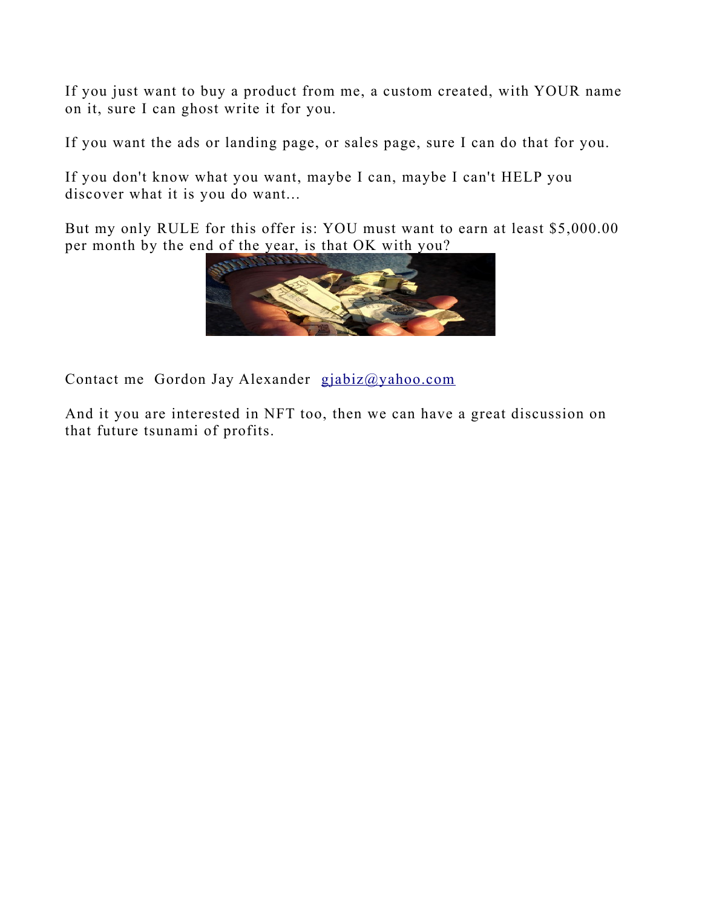If you just want to buy a product from me, a custom created, with YOUR name on it, sure I can ghost write it for you.

If you want the ads or landing page, or sales page, sure I can do that for you.

If you don't know what you want, maybe I can, maybe I can't HELP you discover what it is you do want...

But my only RULE for this offer is: YOU must want to earn at least $5,000.00 per month by the end of the year, is that OK with you?

Contact me  Gordon Jay Alexander  gjabiz@yahoo.com

And it you are interested in NFT too, then we can have a great discussion on that future tsunami of profits.